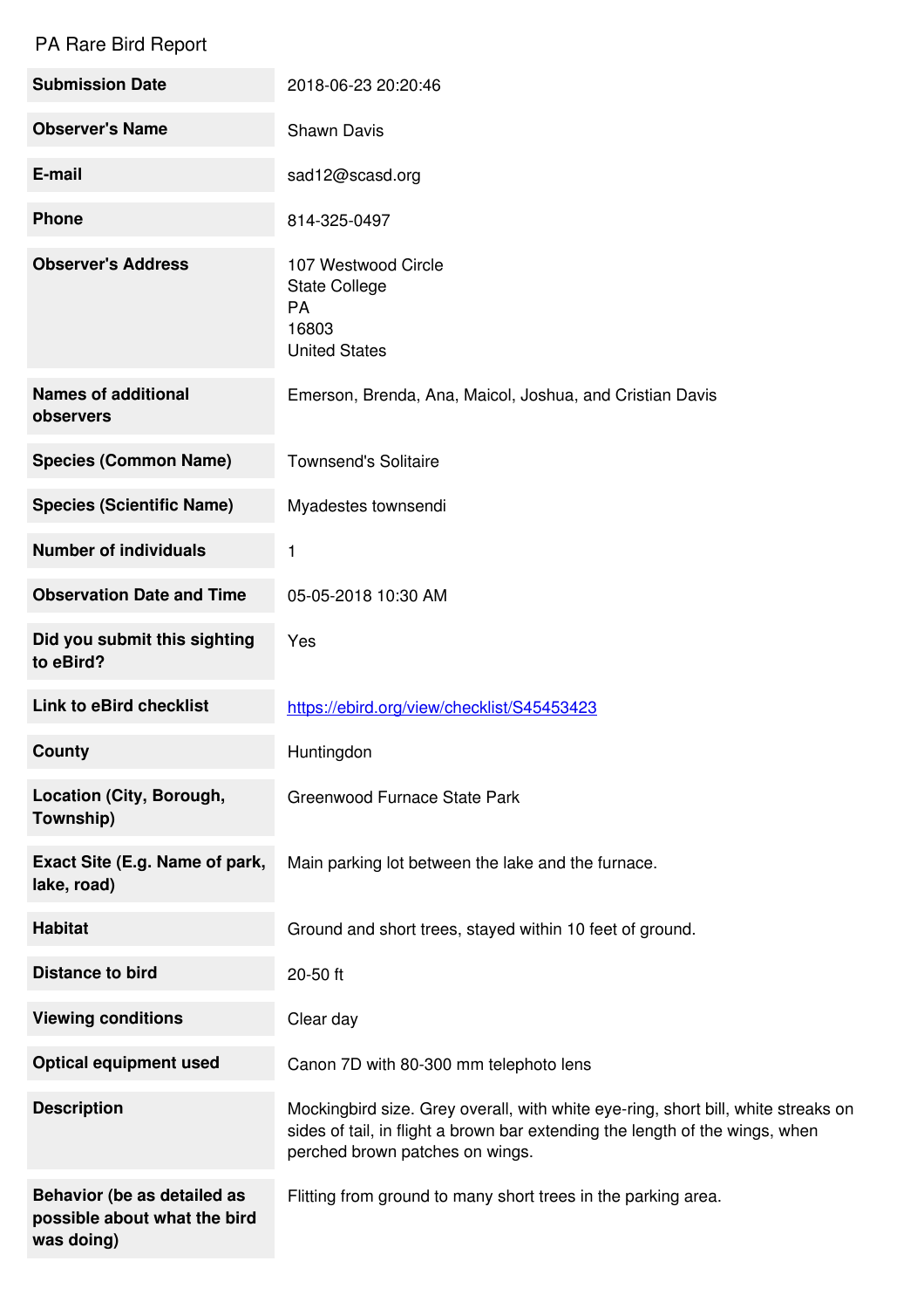# PA Rare Bird Report

| Field | Value |
| --- | --- |
| **Submission Date** | 2018-06-23 20:20:46 |
| **Observer's Name** | Shawn Davis |
| **E-mail** | sad12@scasd.org |
| **Phone** | 814-325-0497 |
| **Observer's Address** | 107 Westwood Circle<br>State College<br>PA<br>16803<br>United States |
| **Names of additional observers** | Emerson, Brenda, Ana, Maicol, Joshua, and Cristian Davis |
| **Species (Common Name)** | Townsend's Solitaire |
| **Species (Scientific Name)** | Myadestes townsendi |
| **Number of individuals** | 1 |
| **Observation Date and Time** | 05-05-2018 10:30 AM |
| **Did you submit this sighting to eBird?** | Yes |
| **Link to eBird checklist** | [https://ebird.org/view/checklist/S45453423](https://ebird.org/view/checklist/S45453423) |
| **County** | Huntingdon |
| **Location (City, Borough, Township)** | Greenwood Furnace State Park |
| **Exact Site (E.g. Name of park, lake, road)** | Main parking lot between the lake and the furnace. |
| **Habitat** | Ground and short trees, stayed within 10 feet of ground. |
| **Distance to bird** | 20-50 ft |
| **Viewing conditions** | Clear day |
| **Optical equipment used** | Canon 7D with 80-300 mm telephoto lens |
| **Description** | Mockingbird size. Grey overall, with white eye-ring, short bill, white streaks on sides of tail, in flight a brown bar extending the length of the wings, when perched brown patches on wings. |
| **Behavior (be as detailed as possible about what the bird was doing)** | Flitting from ground to many short trees in the parking area. |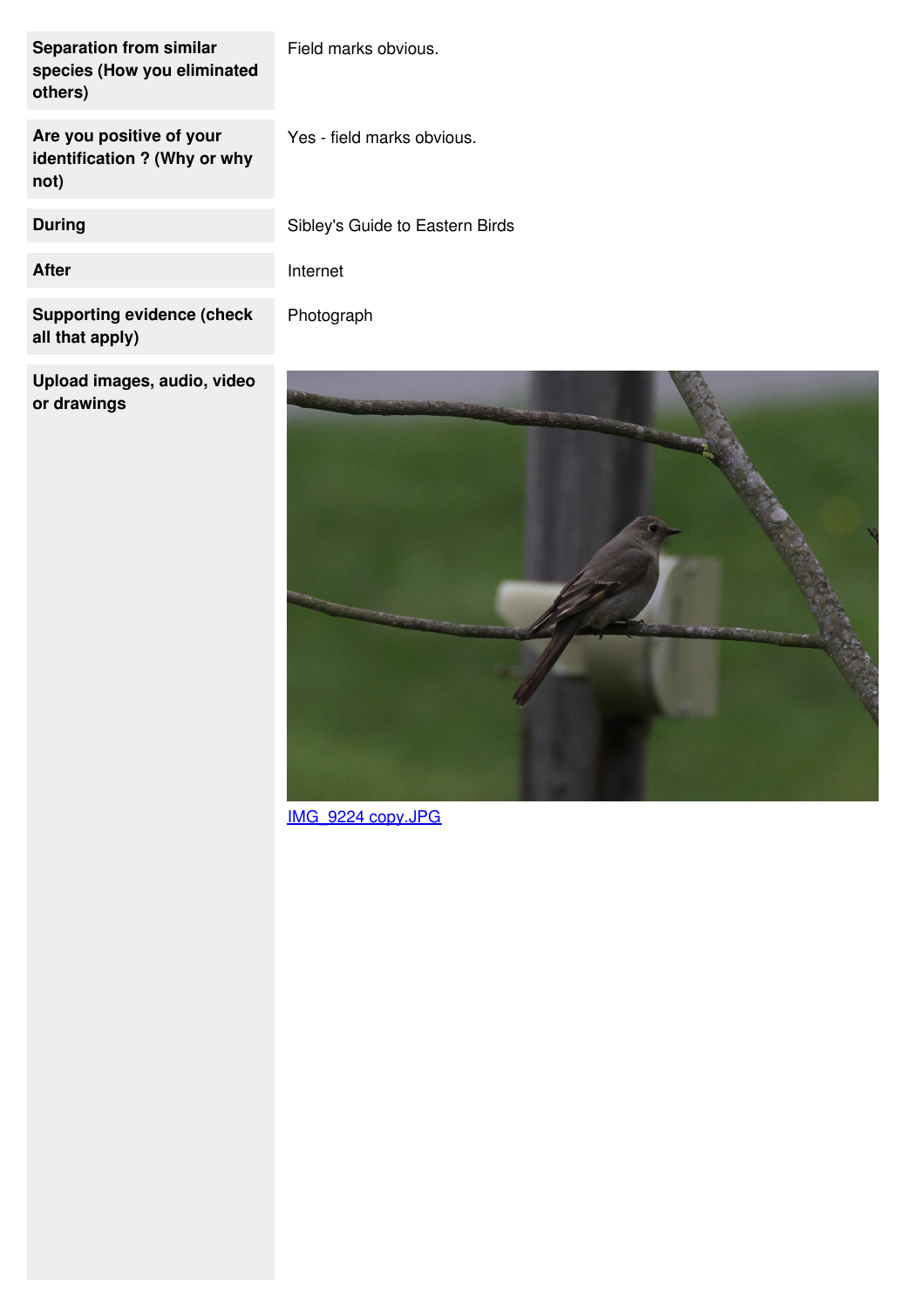| | |
|---|---|
| **Separation from similar species (How you eliminated others)** | Field marks obvious. |
| **Are you positive of your identification ? (Why or why not)** | Yes - field marks obvious. |
| **During** | Sibley's Guide to Eastern Birds |
| **After** | Internet |
| **Supporting evidence (check all that apply)** | Photograph |
| **Upload images, audio, video or drawings** | IMG_9224 copy.JPG |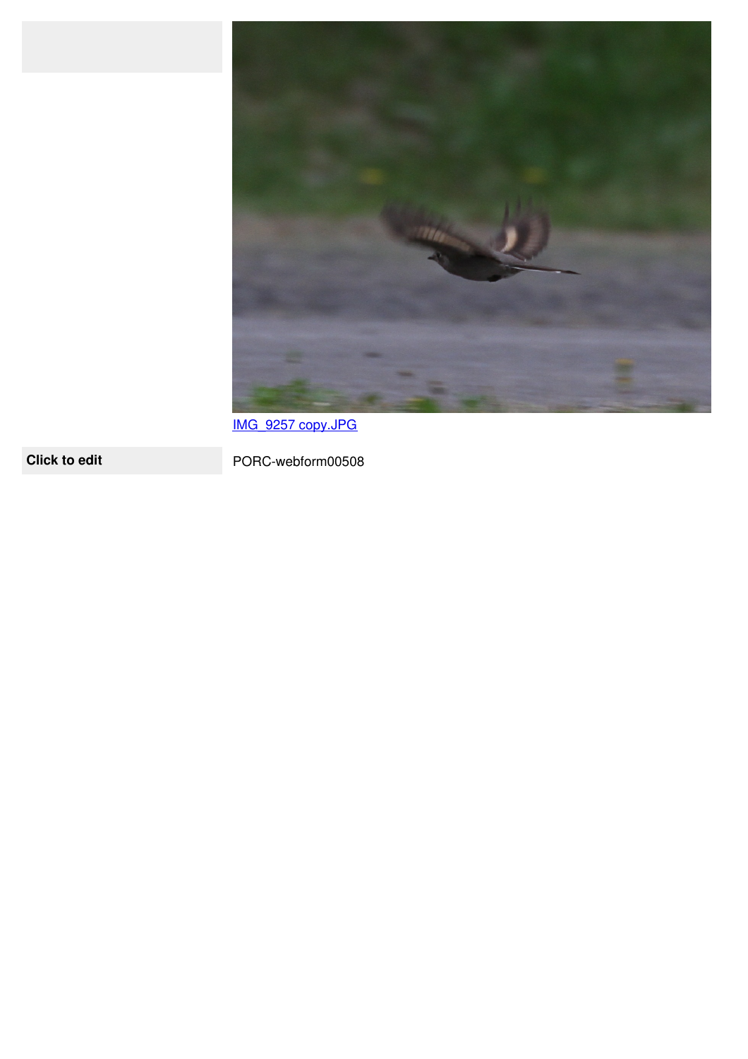IMG_9257 copy.JPG

| | |
|---|---|
| **Click to edit** | PORC-webform00508 |